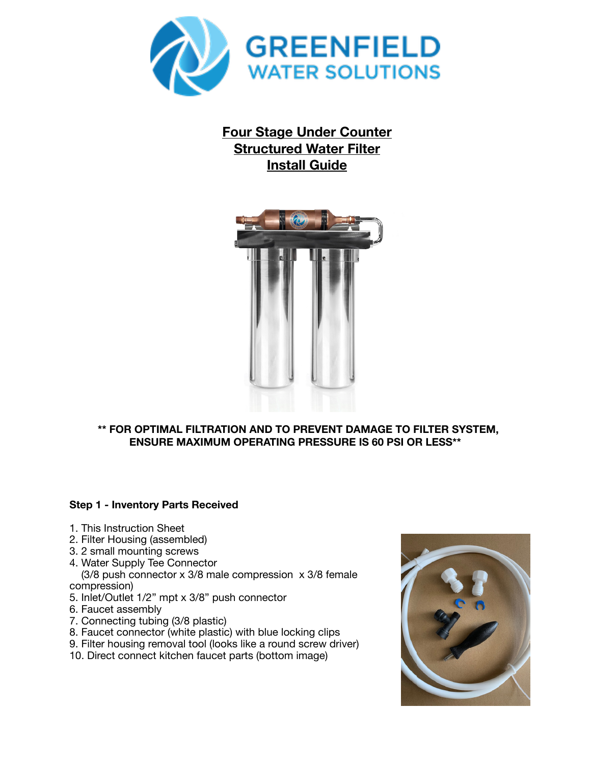GREENFIELD
WATER SOLUTIONS

# Four Stage Under Counter Structured Water Filter Install Guide

**\*\* FOR OPTIMAL FILTRATION AND TO PREVENT DAMAGE TO FILTER SYSTEM, ENSURE MAXIMUM OPERATING PRESSURE IS 60 PSI OR LESS\*\***

### Step 1 - Inventory Parts Received

1. This Instruction Sheet
2. Filter Housing (assembled)
3. 2 small mounting screws
4. Water Supply Tee Connector
   (3/8 push connector x 3/8 male compression x 3/8 female compression)
5. Inlet/Outlet 1/2" mpt x 3/8" push connector
6. Faucet assembly
7. Connecting tubing (3/8 plastic)
8. Faucet connector (white plastic) with blue locking clips
9. Filter housing removal tool (looks like a round screw driver)
10. Direct connect kitchen faucet parts (bottom image)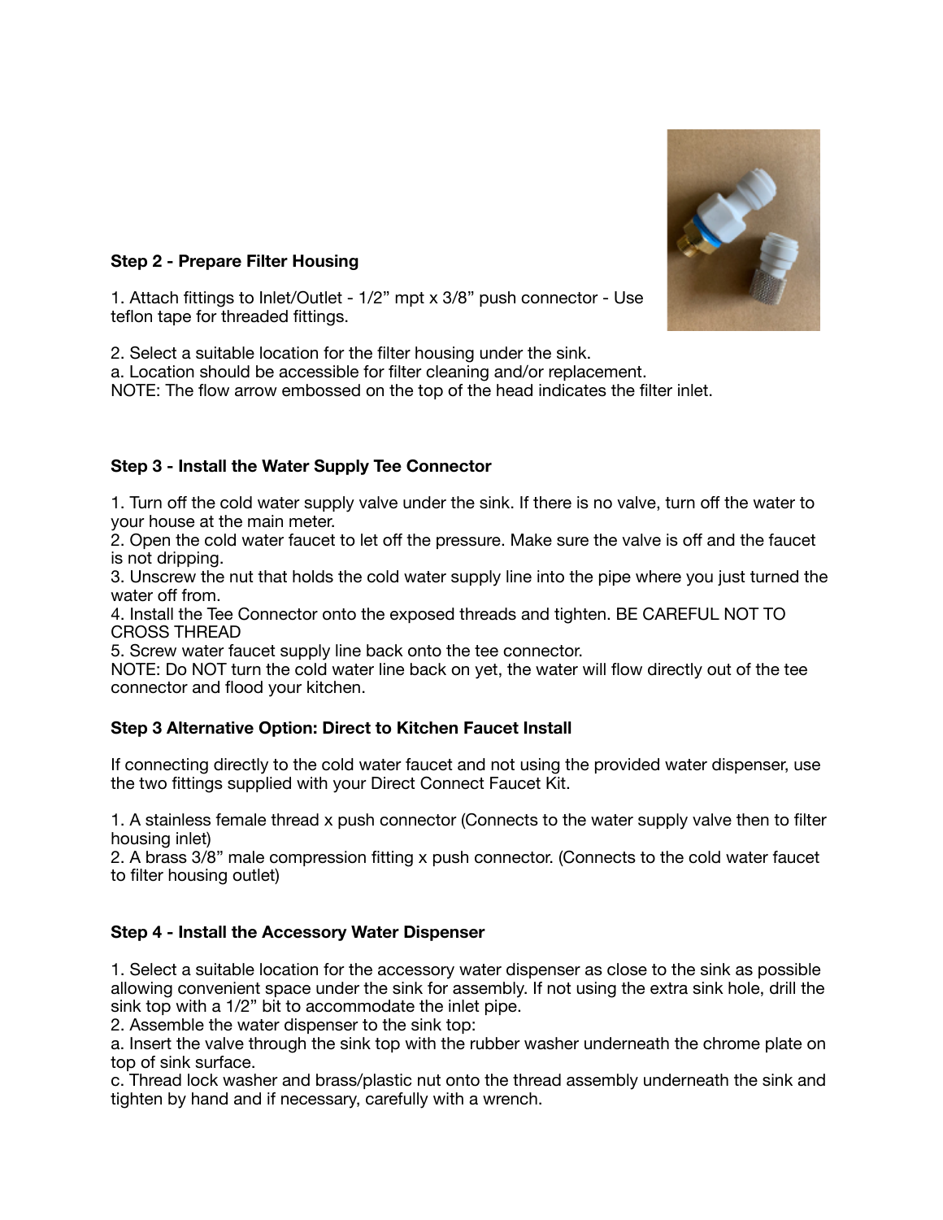### Step 2 - Prepare Filter Housing

1. Attach fittings to Inlet/Outlet - 1/2” mpt x 3/8” push connector - Use teflon tape for threaded fittings.

2. Select a suitable location for the filter housing under the sink.
a. Location should be accessible for filter cleaning and/or replacement.
NOTE: The flow arrow embossed on the top of the head indicates the filter inlet.

### Step 3 - Install the Water Supply Tee Connector

1. Turn off the cold water supply valve under the sink. If there is no valve, turn off the water to your house at the main meter.
2. Open the cold water faucet to let off the pressure. Make sure the valve is off and the faucet is not dripping.
3. Unscrew the nut that holds the cold water supply line into the pipe where you just turned the water off from.
4. Install the Tee Connector onto the exposed threads and tighten. BE CAREFUL NOT TO CROSS THREAD
5. Screw water faucet supply line back onto the tee connector.
NOTE: Do NOT turn the cold water line back on yet, the water will flow directly out of the tee connector and flood your kitchen.

### Step 3 Alternative Option: Direct to Kitchen Faucet Install

If connecting directly to the cold water faucet and not using the provided water dispenser, use the two fittings supplied with your Direct Connect Faucet Kit.

1. A stainless female thread x push connector (Connects to the water supply valve then to filter housing inlet)
2. A brass 3/8” male compression fitting x push connector. (Connects to the cold water faucet to filter housing outlet)

### Step 4 - Install the Accessory Water Dispenser

1. Select a suitable location for the accessory water dispenser as close to the sink as possible allowing convenient space under the sink for assembly. If not using the extra sink hole, drill the sink top with a 1/2” bit to accommodate the inlet pipe.
2. Assemble the water dispenser to the sink top:
a. Insert the valve through the sink top with the rubber washer underneath the chrome plate on top of sink surface.
c. Thread lock washer and brass/plastic nut onto the thread assembly underneath the sink and tighten by hand and if necessary, carefully with a wrench.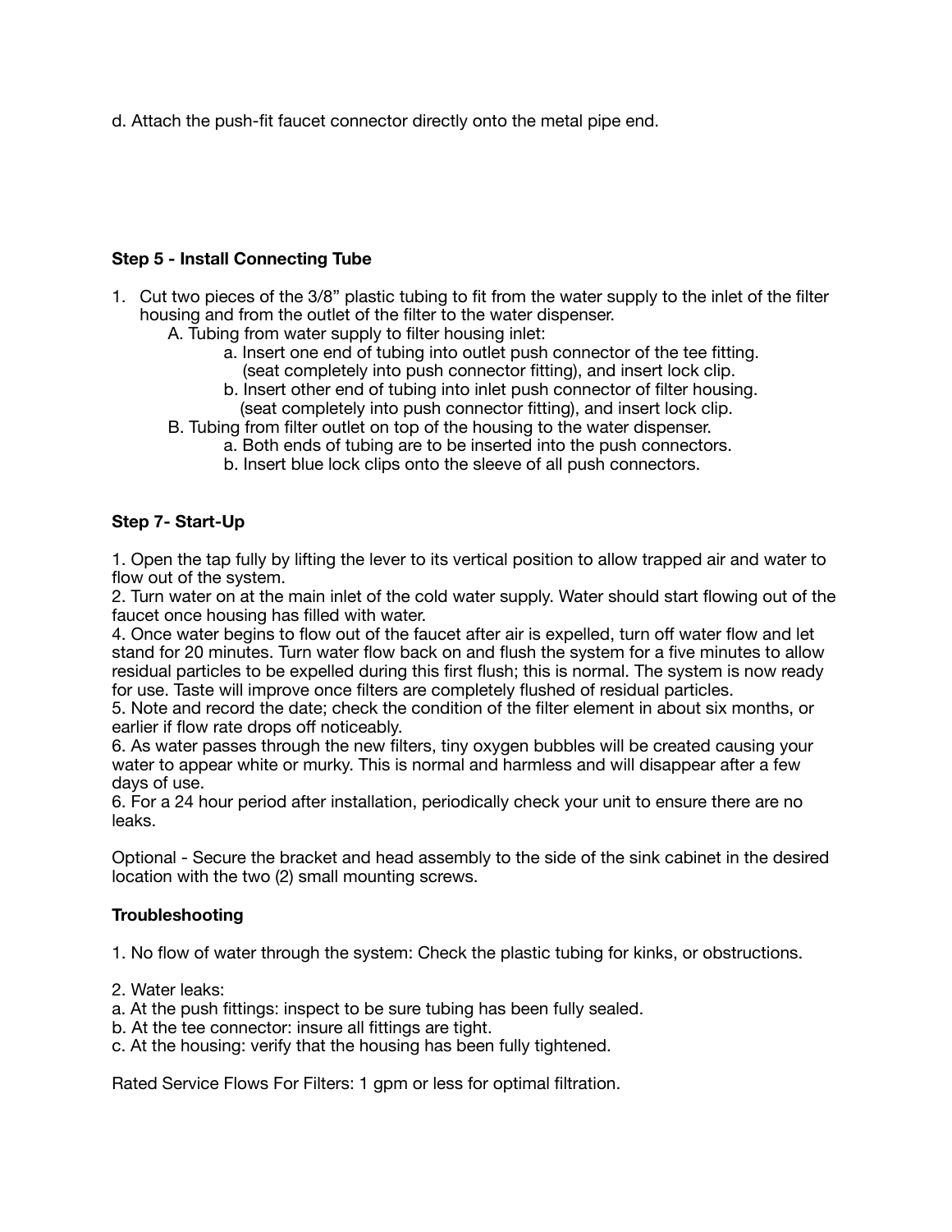d. Attach the push-fit faucet connector directly onto the metal pipe end.

**Step 5 - Install Connecting Tube**

1. Cut two pieces of the 3/8” plastic tubing to fit from the water supply to the inlet of the filter housing and from the outlet of the filter to the water dispenser.
   - A. Tubing from water supply to filter housing inlet:
     - a. Insert one end of tubing into outlet push connector of the tee fitting. (seat completely into push connector fitting), and insert lock clip.
     - b. Insert other end of tubing into inlet push connector of filter housing. (seat completely into push connector fitting), and insert lock clip.
   - B. Tubing from filter outlet on top of the housing to the water dispenser.
     - a. Both ends of tubing are to be inserted into the push connectors.
     - b. Insert blue lock clips onto the sleeve of all push connectors.

**Step 7- Start-Up**

1. Open the tap fully by lifting the lever to its vertical position to allow trapped air and water to flow out of the system.
2. Turn water on at the main inlet of the cold water supply. Water should start flowing out of the faucet once housing has filled with water.
4. Once water begins to flow out of the faucet after air is expelled, turn off water flow and let stand for 20 minutes. Turn water flow back on and flush the system for a five minutes to allow residual particles to be expelled during this first flush; this is normal. The system is now ready for use. Taste will improve once filters are completely flushed of residual particles.
5. Note and record the date; check the condition of the filter element in about six months, or earlier if flow rate drops off noticeably.
6. As water passes through the new filters, tiny oxygen bubbles will be created causing your water to appear white or murky. This is normal and harmless and will disappear after a few days of use.
6. For a 24 hour period after installation, periodically check your unit to ensure there are no leaks.

Optional - Secure the bracket and head assembly to the side of the sink cabinet in the desired location with the two (2) small mounting screws.

**Troubleshooting**

1. No flow of water through the system: Check the plastic tubing for kinks, or obstructions.

2. Water leaks:
a. At the push fittings: inspect to be sure tubing has been fully sealed.
b. At the tee connector: insure all fittings are tight.
c. At the housing: verify that the housing has been fully tightened.

Rated Service Flows For Filters: 1 gpm or less for optimal filtration.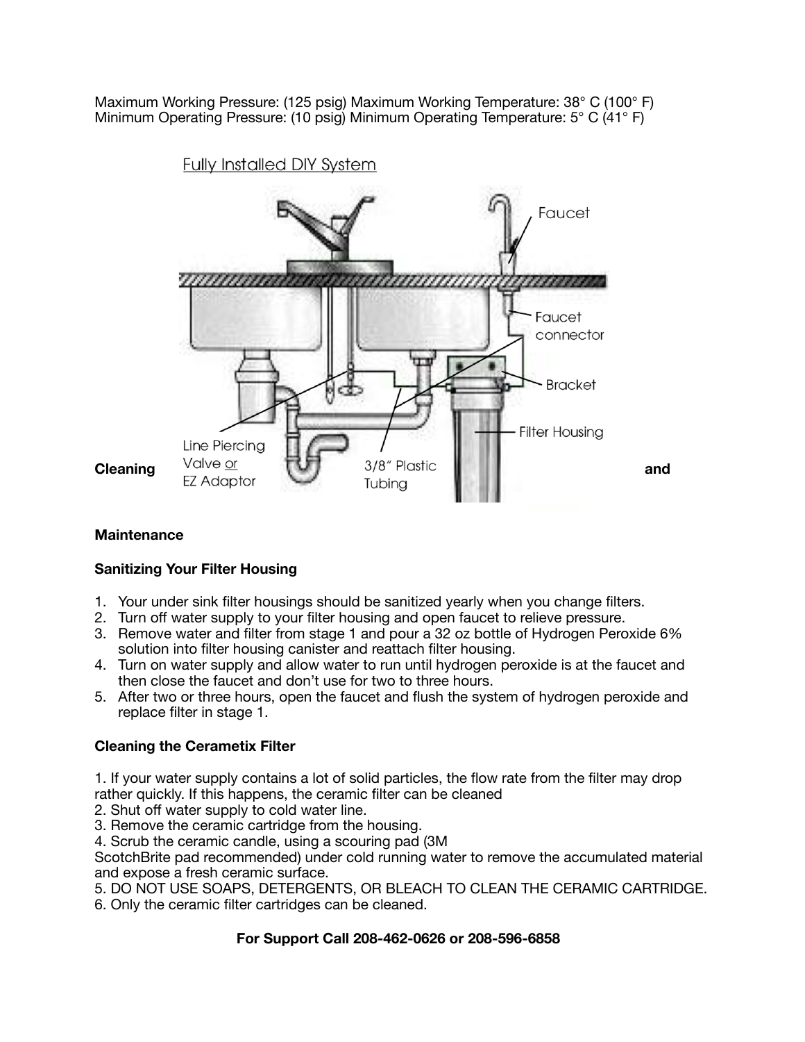Maximum Working Pressure: (125 psig) Maximum Working Temperature: 38° C (100° F)
Minimum Operating Pressure: (10 psig) Minimum Operating Temperature: 5° C (41° F)

Fully Installed DIY System

Faucet

Faucet connector

Bracket

Filter Housing

Line Piercing Valve or EZ Adaptor

3/8" Plastic Tubing

**Cleaning and Maintenance**

**Sanitizing Your Filter Housing**

1. Your under sink filter housings should be sanitized yearly when you change filters.
2. Turn off water supply to your filter housing and open faucet to relieve pressure.
3. Remove water and filter from stage 1 and pour a 32 oz bottle of Hydrogen Peroxide 6% solution into filter housing canister and reattach filter housing.
4. Turn on water supply and allow water to run until hydrogen peroxide is at the faucet and then close the faucet and don't use for two to three hours.
5. After two or three hours, open the faucet and flush the system of hydrogen peroxide and replace filter in stage 1.

**Cleaning the Cerametix Filter**

1. If your water supply contains a lot of solid particles, the flow rate from the filter may drop rather quickly. If this happens, the ceramic filter can be cleaned
2. Shut off water supply to cold water line.
3. Remove the ceramic cartridge from the housing.
4. Scrub the ceramic candle, using a scouring pad (3M ScotchBrite pad recommended) under cold running water to remove the accumulated material and expose a fresh ceramic surface.
5. DO NOT USE SOAPS, DETERGENTS, OR BLEACH TO CLEAN THE CERAMIC CARTRIDGE.
6. Only the ceramic filter cartridges can be cleaned.

**For Support Call 208-462-0626 or 208-596-6858**